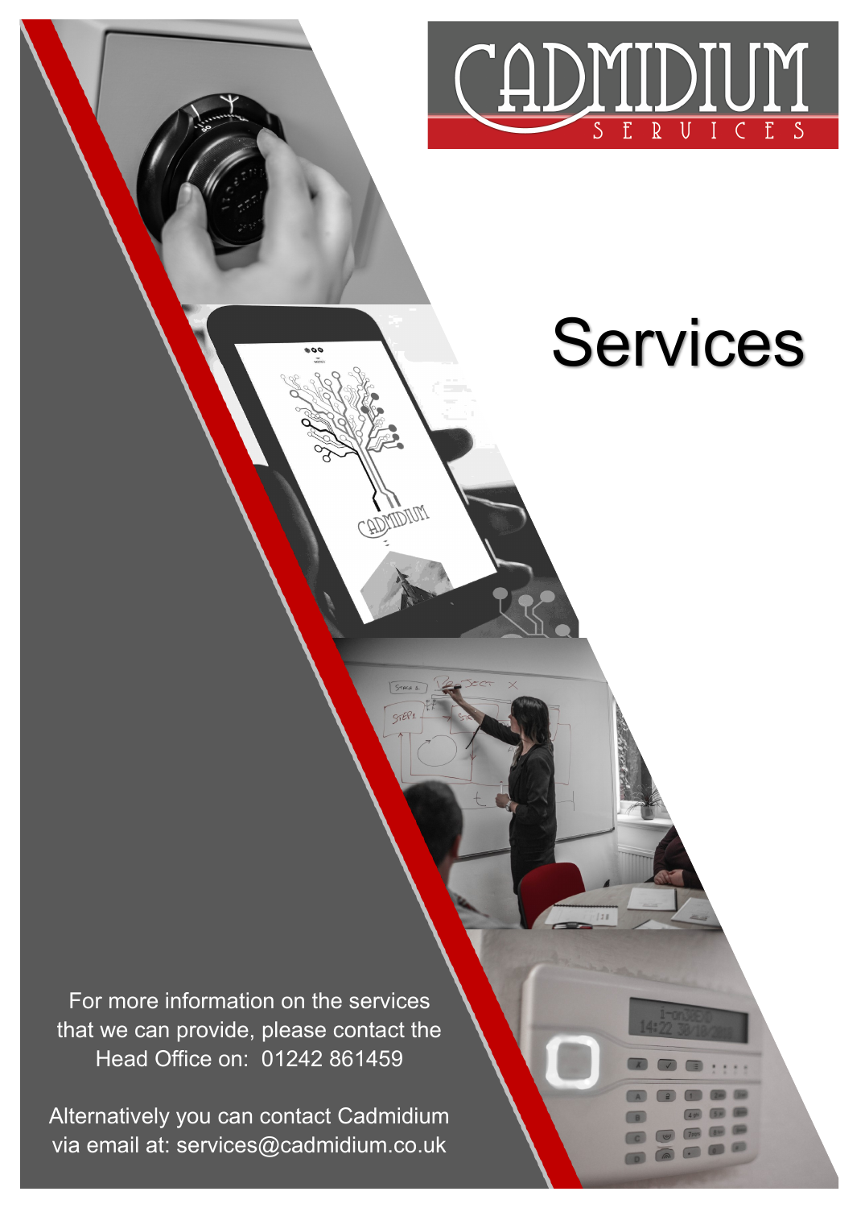# CADMIDIUM SERVICES

# Services

For more information on the services that we can provide, please contact the Head Office on: 01242 861459

Alternatively you can contact Cadmidium via email at: services@cadmidium.co.uk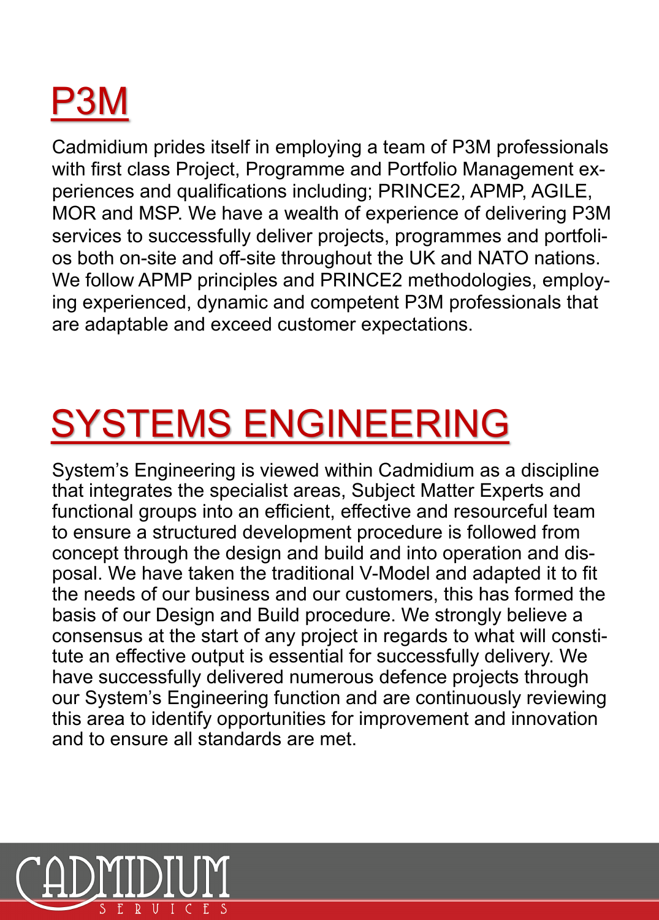# P3M

Cadmidium prides itself in employing a team of P3M professionals with first class Project, Programme and Portfolio Management experiences and qualifications including; PRINCE2, APMP, AGILE, MOR and MSP. We have a wealth of experience of delivering P3M services to successfully deliver projects, programmes and portfolios both on-site and off-site throughout the UK and NATO nations. We follow APMP principles and PRINCE2 methodologies, employing experienced, dynamic and competent P3M professionals that are adaptable and exceed customer expectations.

# SYSTEMS ENGINEERING

System's Engineering is viewed within Cadmidium as a discipline that integrates the specialist areas, Subject Matter Experts and functional groups into an efficient, effective and resourceful team to ensure a structured development procedure is followed from concept through the design and build and into operation and disposal. We have taken the traditional V-Model and adapted it to fit the needs of our business and our customers, this has formed the basis of our Design and Build procedure. We strongly believe a consensus at the start of any project in regards to what will constitute an effective output is essential for successfully delivery. We have successfully delivered numerous defence projects through our System's Engineering function and are continuously reviewing this area to identify opportunities for improvement and innovation and to ensure all standards are met.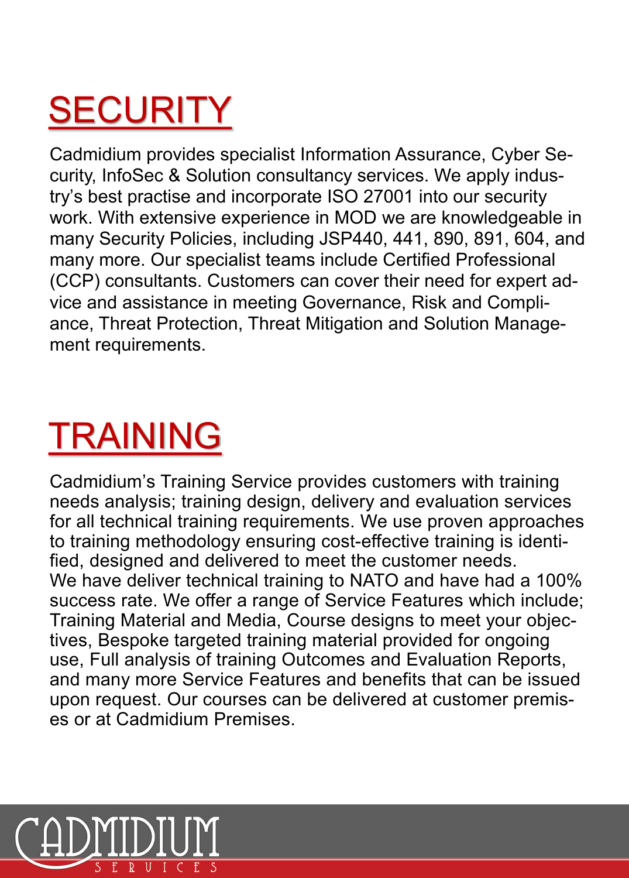# SECURITY

Cadmidium provides specialist Information Assurance, Cyber Security, InfoSec & Solution consultancy services. We apply industry's best practise and incorporate ISO 27001 into our security work. With extensive experience in MOD we are knowledgeable in many Security Policies, including JSP440, 441, 890, 891, 604, and many more. Our specialist teams include Certified Professional (CCP) consultants. Customers can cover their need for expert advice and assistance in meeting Governance, Risk and Compliance, Threat Protection, Threat Mitigation and Solution Management requirements.

# TRAINING

Cadmidium's Training Service provides customers with training needs analysis; training design, delivery and evaluation services for all technical training requirements. We use proven approaches to training methodology ensuring cost-effective training is identified, designed and delivered to meet the customer needs.
We have deliver technical training to NATO and have had a 100% success rate. We offer a range of Service Features which include; Training Material and Media, Course designs to meet your objectives, Bespoke targeted training material provided for ongoing use, Full analysis of training Outcomes and Evaluation Reports, and many more Service Features and benefits that can be issued upon request. Our courses can be delivered at customer premises or at Cadmidium Premises.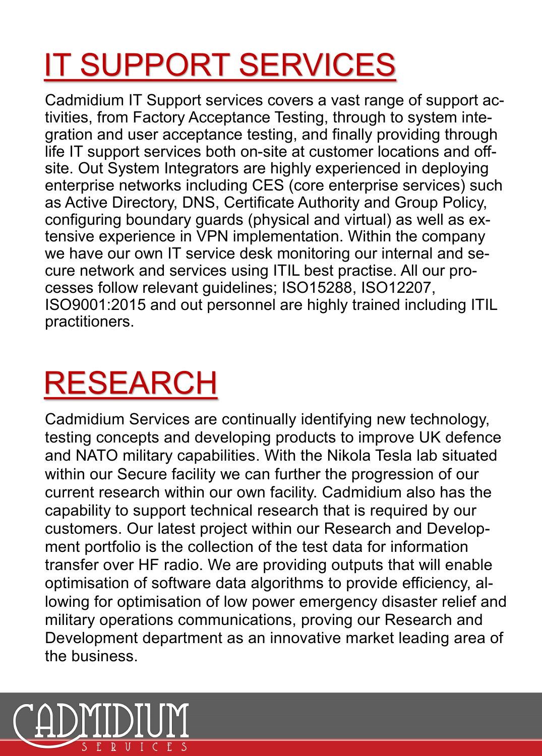# IT SUPPORT SERVICES

Cadmidium IT Support services covers a vast range of support activities, from Factory Acceptance Testing, through to system integration and user acceptance testing, and finally providing through life IT support services both on-site at customer locations and off-site. Out System Integrators are highly experienced in deploying enterprise networks including CES (core enterprise services) such as Active Directory, DNS, Certificate Authority and Group Policy, configuring boundary guards (physical and virtual) as well as extensive experience in VPN implementation. Within the company we have our own IT service desk monitoring our internal and secure network and services using ITIL best practise. All our processes follow relevant guidelines; ISO15288, ISO12207, ISO9001:2015 and out personnel are highly trained including ITIL practitioners.

# RESEARCH

Cadmidium Services are continually identifying new technology, testing concepts and developing products to improve UK defence and NATO military capabilities. With the Nikola Tesla lab situated within our Secure facility we can further the progression of our current research within our own facility. Cadmidium also has the capability to support technical research that is required by our customers. Our latest project within our Research and Development portfolio is the collection of the test data for information transfer over HF radio. We are providing outputs that will enable optimisation of software data algorithms to provide efficiency, allowing for optimisation of low power emergency disaster relief and military operations communications, proving our Research and Development department as an innovative market leading area of the business.

CADMIDIUM SERVICES